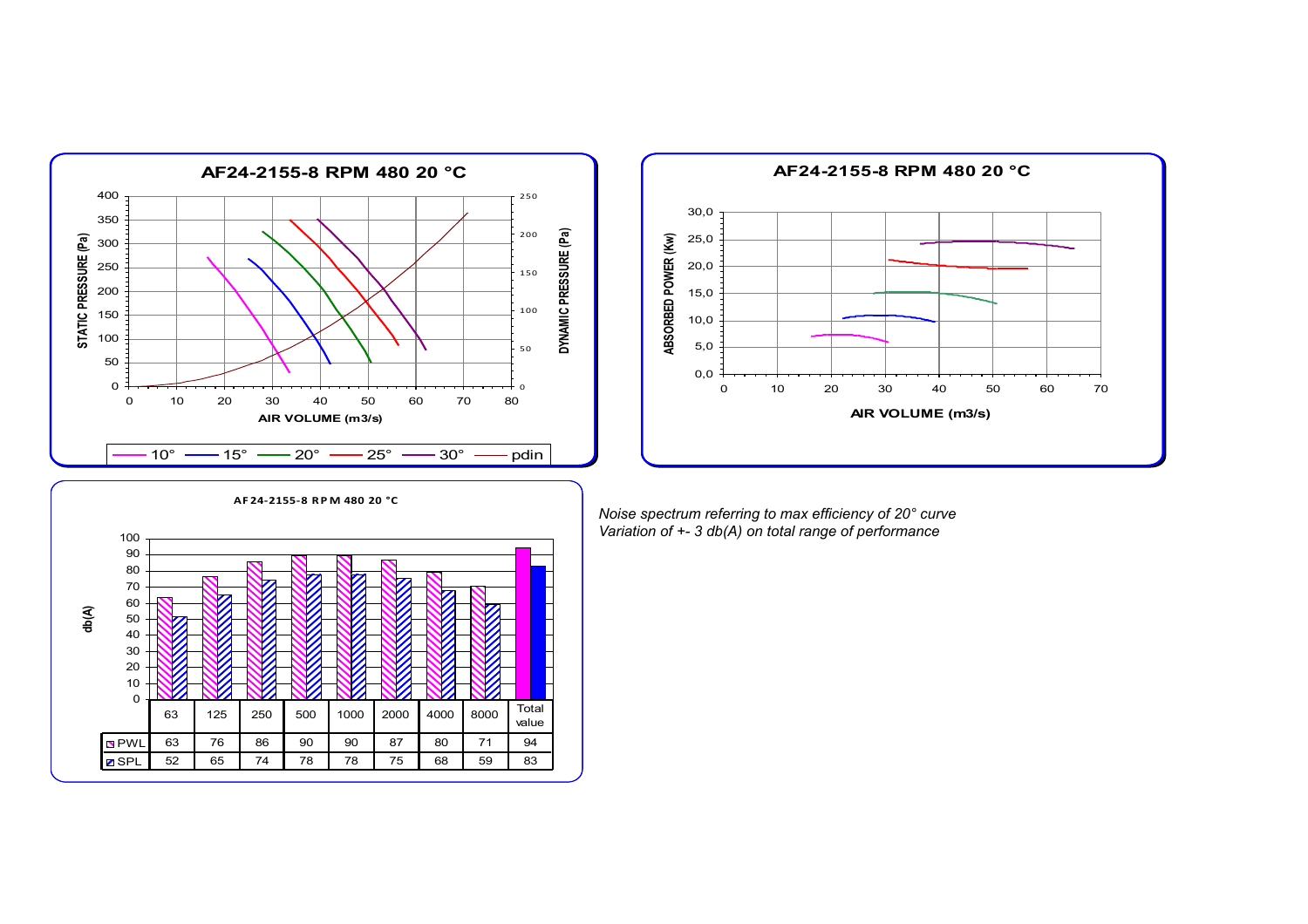## AF24-2155-8 RPM 480 20 °C

STATIC PRESSURE (Pa) / DYNAMIC PRESSURE (Pa) vs AIR VOLUME (m3/s)

Legend: 10° — 15° — 20° — 25° — 30° — pdin

## AF24-2155-8 RPM 480 20 °C

ABSORBED POWER (Kw) vs AIR VOLUME (m3/s)

## AF24-2155-8 RPM 480 20 °C

db(A)

| | 63 | 125 | 250 | 500 | 1000 | 2000 | 4000 | 8000 | Total value |
|---|---|---|---|---|---|---|---|---|---|
| PWL | 63 | 76 | 86 | 90 | 90 | 87 | 80 | 71 | 94 |
| SPL | 52 | 65 | 74 | 78 | 78 | 75 | 68 | 59 | 83 |

*Noise spectrum referring to max efficiency of 20° curve*
*Variation of +- 3 db(A) on total range of performance*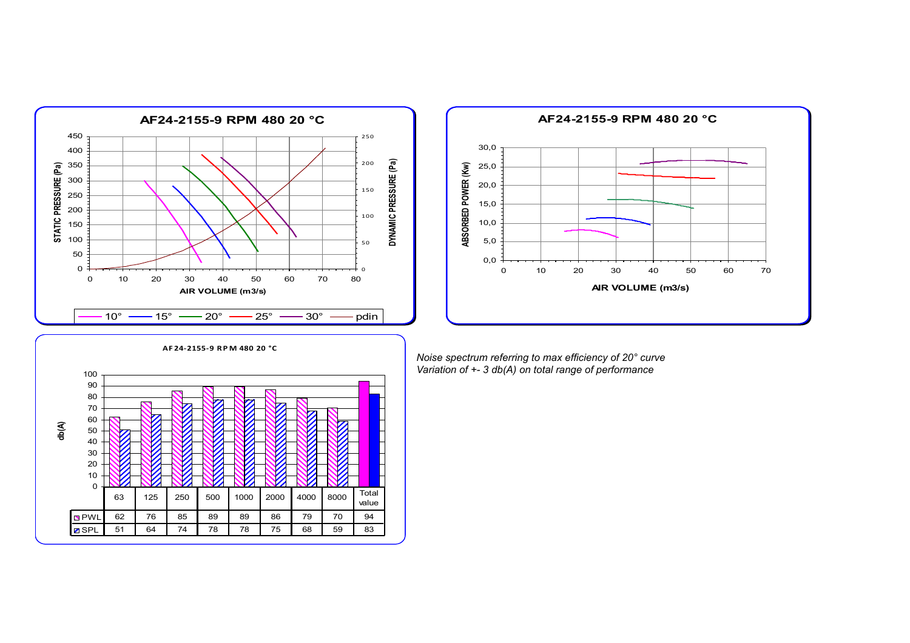**AF24-2155-9 RPM 480 20 °C**

STATIC PRESSURE (Pa) / DYNAMIC PRESSURE (Pa) vs AIR VOLUME (m3/s)

10° — 15° — 20° — 25° — 30° — pdin

**AF24-2155-9 RPM 480 20 °C**

ABSORBED POWER (Kw) vs AIR VOLUME (m3/s)

**AF24-2155-9 RPM 480 20 °C**

db(A)

| | 63 | 125 | 250 | 500 | 1000 | 2000 | 4000 | 8000 | Total value |
|---|---|---|---|---|---|---|---|---|---|
| PWL | 62 | 76 | 85 | 89 | 89 | 86 | 79 | 70 | 94 |
| SPL | 51 | 64 | 74 | 78 | 78 | 75 | 68 | 59 | 83 |

*Noise spectrum referring to max efficiency of 20° curve*
*Variation of +- 3 db(A) on total range of performance*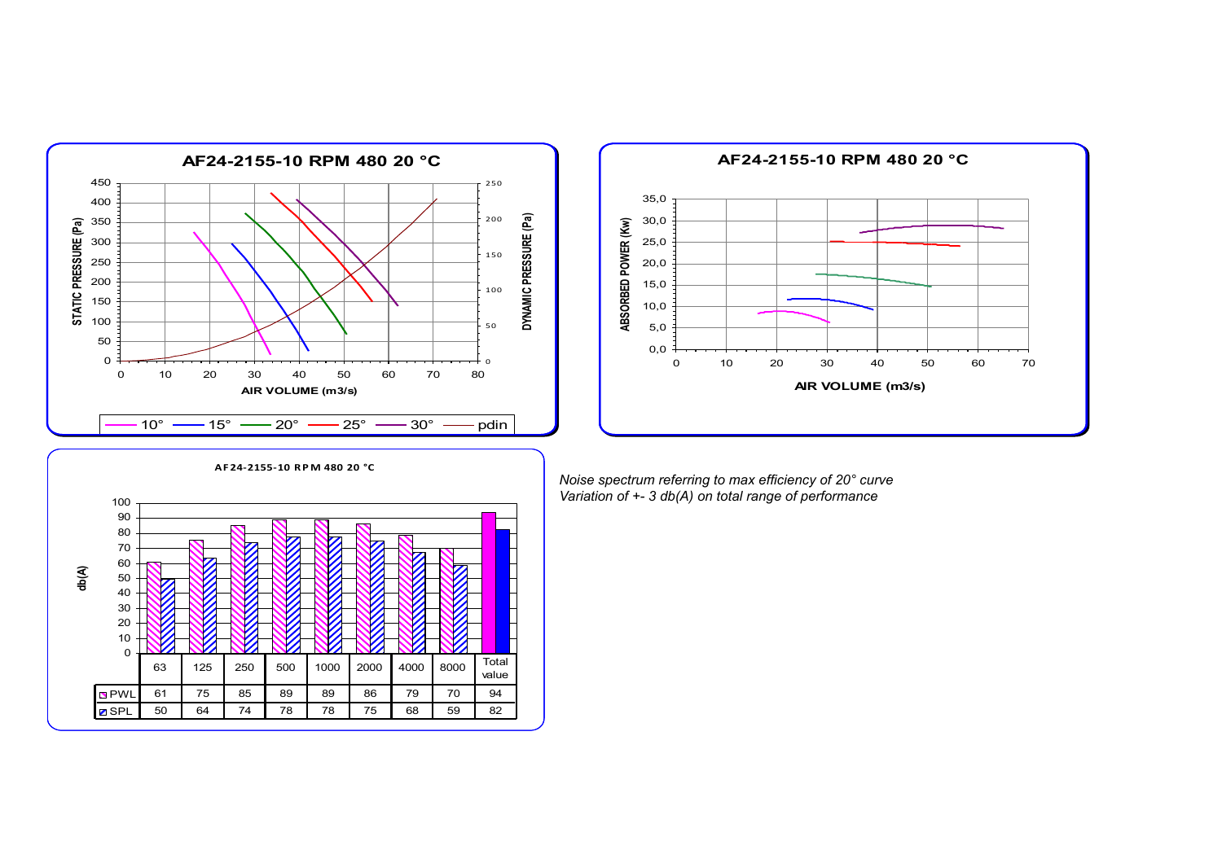**AF24-2155-10 RPM 480 20 °C**

STATIC PRESSURE (Pa) / DYNAMIC PRESSURE (Pa) vs AIR VOLUME (m3/s)

10° — 15° — 20° — 25° — 30° — pdin

**AF24-2155-10 RPM 480 20 °C**

ABSORBED POWER (Kw) vs AIR VOLUME (m3/s)

**AF24-2155-10 RPM 480 20 °C**

db(A)

| | 63 | 125 | 250 | 500 | 1000 | 2000 | 4000 | 8000 | Total value |
|---|---|---|---|---|---|---|---|---|---|
| PWL | 61 | 75 | 85 | 89 | 89 | 86 | 79 | 70 | 94 |
| SPL | 50 | 64 | 74 | 78 | 78 | 75 | 68 | 59 | 82 |

*Noise spectrum referring to max efficiency of 20° curve*
*Variation of +- 3 db(A) on total range of performance*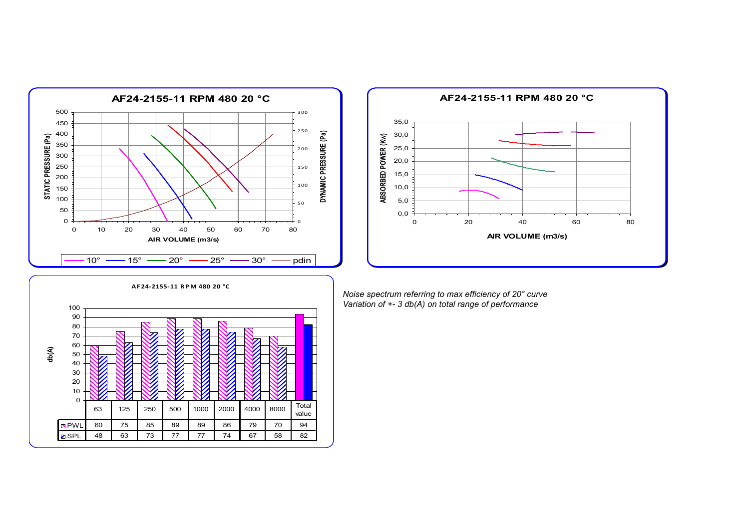**AF24-2155-11 RPM 480 20 °C**

**AF24-2155-11 RPM 480 20 °C**

**AF24-2155-11 RPM 480 20 °C**

| | 63 | 125 | 250 | 500 | 1000 | 2000 | 4000 | 8000 | Total value |
|---|---|---|---|---|---|---|---|---|---|
| PWL | 60 | 75 | 85 | 89 | 89 | 86 | 79 | 70 | 94 |
| SPL | 48 | 63 | 73 | 77 | 77 | 74 | 67 | 58 | 82 |

*Noise spectrum referring to max efficiency of 20° curve*
*Variation of +- 3 db(A) on total range of performance*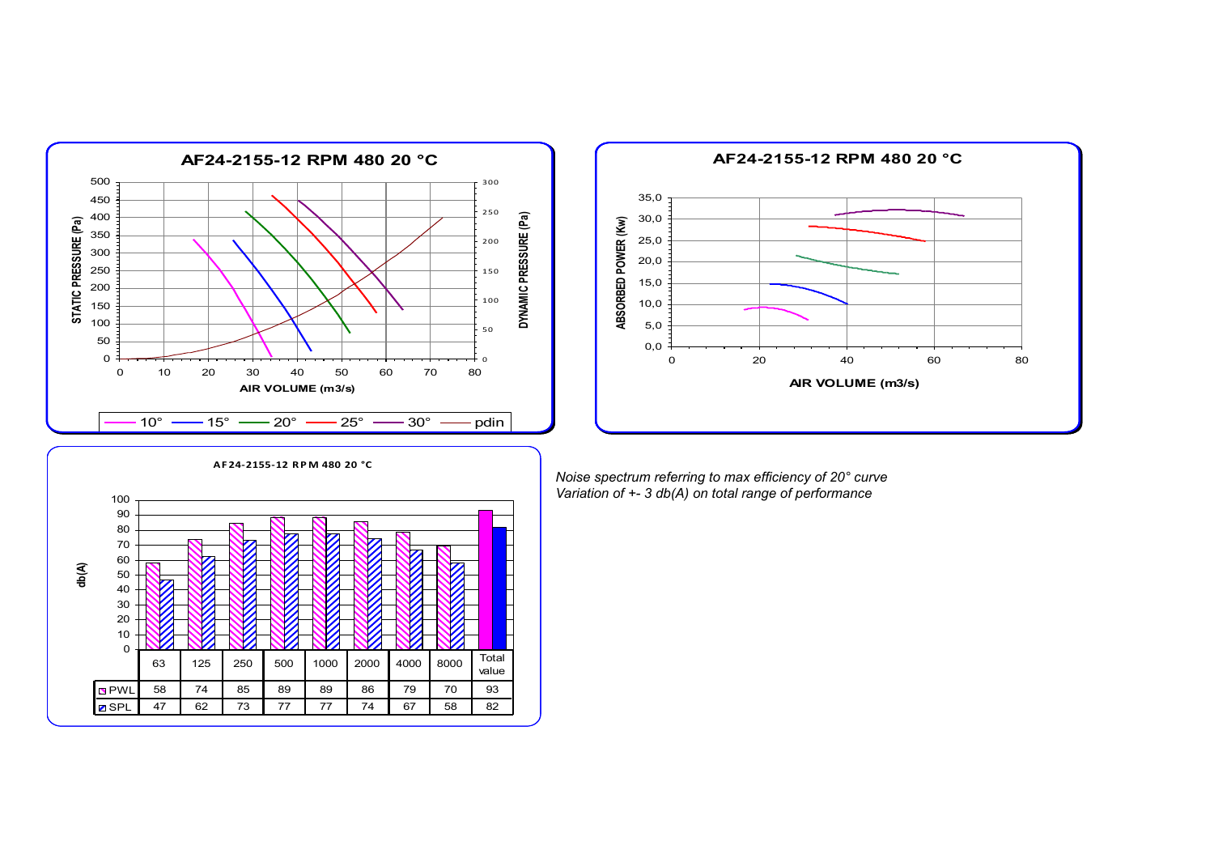**AF24-2155-12 RPM 480 20 °C**

STATIC PRESSURE (Pa) / DYNAMIC PRESSURE (Pa) vs AIR VOLUME (m3/s)

10° — 15° — 20° — 25° — 30° — pdin

**AF24-2155-12 RPM 480 20 °C**

ABSORBED POWER (Kw) vs AIR VOLUME (m3/s)

**AF24-2155-12 RPM 480 20 °C**

db(A)

| | 63 | 125 | 250 | 500 | 1000 | 2000 | 4000 | 8000 | Total value |
|---|---|---|---|---|---|---|---|---|---|
| PWL | 58 | 74 | 85 | 89 | 89 | 86 | 79 | 70 | 93 |
| SPL | 47 | 62 | 73 | 77 | 77 | 74 | 67 | 58 | 82 |

*Noise spectrum referring to max efficiency of 20° curve*
*Variation of +- 3 db(A) on total range of performance*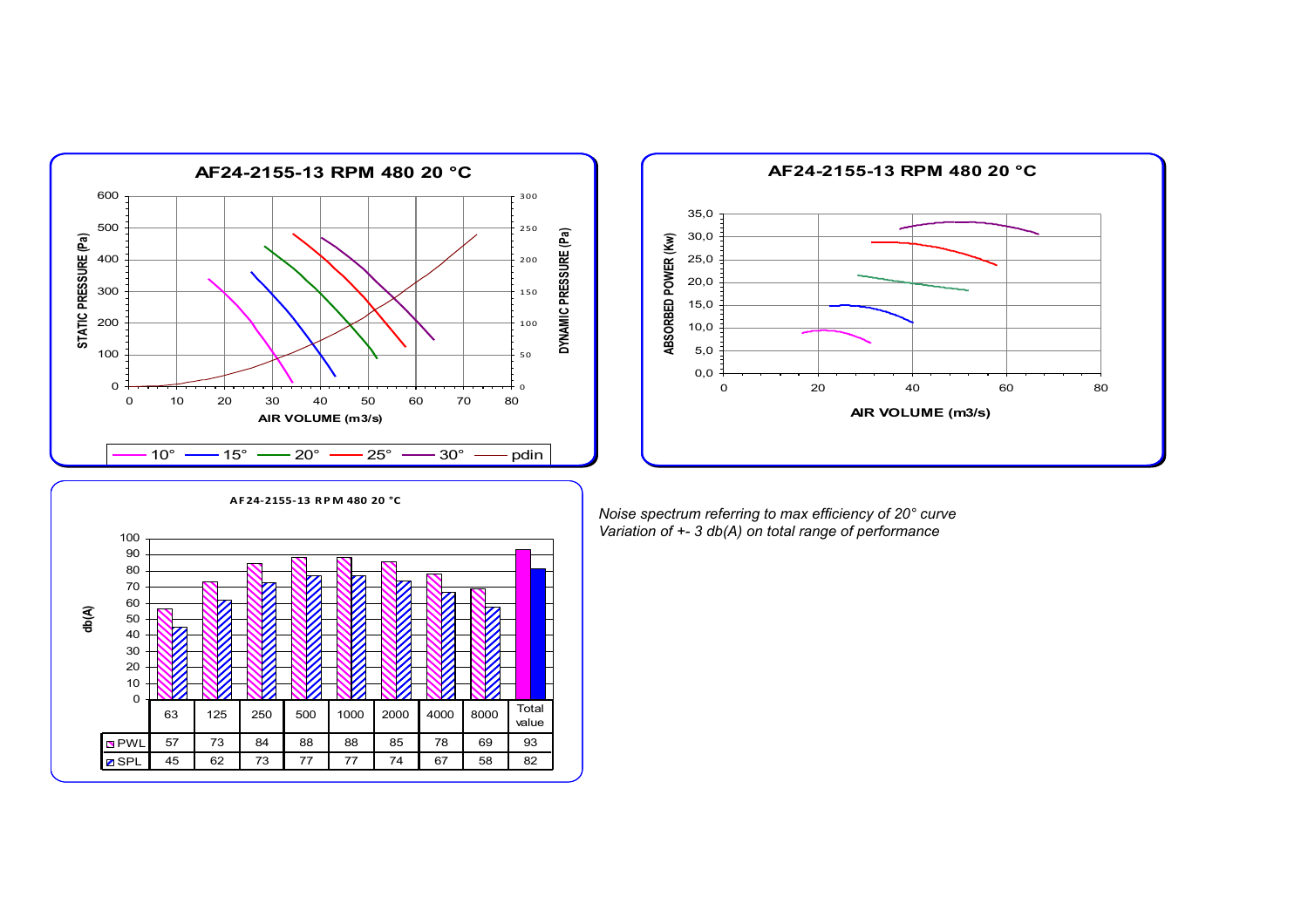**AF24-2155-13 RPM 480 20 °C**

STATIC PRESSURE (Pa) / DYNAMIC PRESSURE (Pa) / AIR VOLUME (m3/s)

10° — 15° — 20° — 25° — 30° — pdin

**AF24-2155-13 RPM 480 20 °C**

ABSORBED POWER (Kw) / AIR VOLUME (m3/s)

**AF24-2155-13 RPM 480 20 °C**

db(A)

| | 63 | 125 | 250 | 500 | 1000 | 2000 | 4000 | 8000 | Total value |
|---|---|---|---|---|---|---|---|---|---|
| PWL | 57 | 73 | 84 | 88 | 88 | 85 | 78 | 69 | 93 |
| SPL | 45 | 62 | 73 | 77 | 77 | 74 | 67 | 58 | 82 |

*Noise spectrum referring to max efficiency of 20° curve*
*Variation of +- 3 db(A) on total range of performance*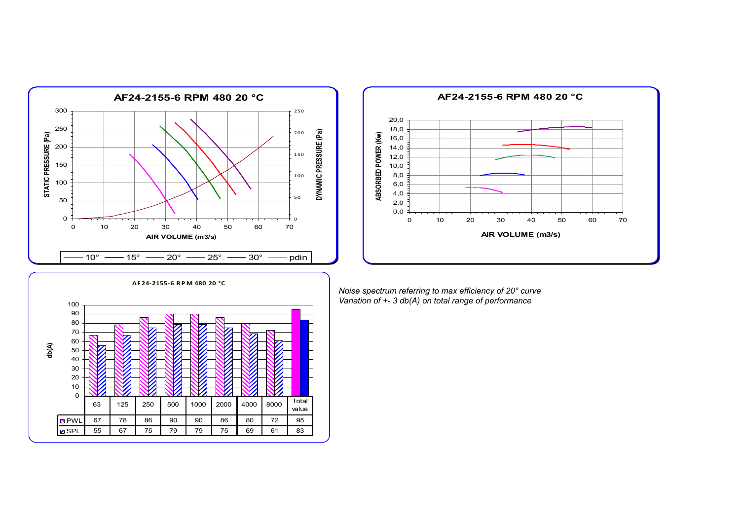AF24-2155-6 RPM 480 20 °C

STATIC PRESSURE (Pa)

300
250
200
150
100
50
0

DYNAMIC PRESSURE (Pa)

250
200
150
100
50
0

0 10 20 30 40 50 60 70

AIR VOLUME (m3/s)

10° 15° 20° 25° 30° pdin

AF24-2155-6 RPM 480 20 °C

ABSORBED POWER (Kw)

20,0
18,0
16,0
14,0
12,0
10,0
8,0
6,0
4,0
2,0
0,0

0 10 20 30 40 50 60 70

AIR VOLUME (m3/s)

AF24-2155-6 RPM 480 20 °C

db(A)

100
90
80
70
60
50
40
30
20
10
0

| | 63 | 125 | 250 | 500 | 1000 | 2000 | 4000 | 8000 | Total value |
|---|---|---|---|---|---|---|---|---|---|
| PWL | 67 | 78 | 86 | 90 | 90 | 86 | 80 | 72 | 95 |
| SPL | 55 | 67 | 75 | 79 | 79 | 75 | 69 | 61 | 83 |

*Noise spectrum referring to max efficiency of 20° curve*
*Variation of +- 3 db(A) on total range of performance*